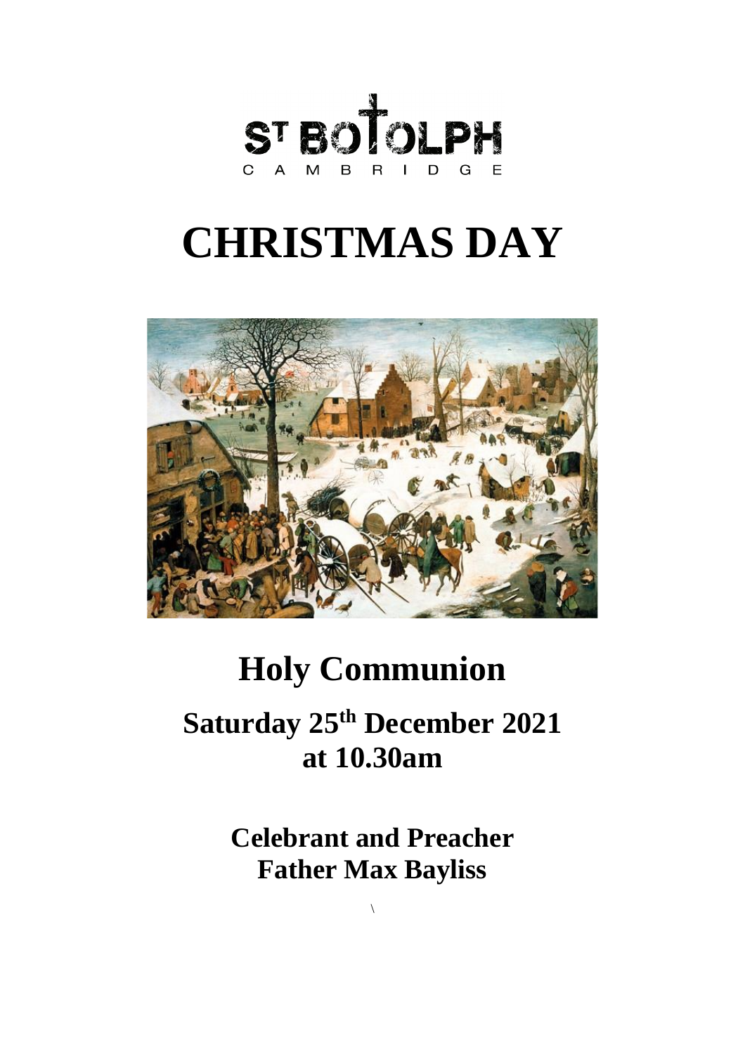ST BOTOLPH
CAMBRIDGE

# CHRISTMAS DAY

## Holy Communion

## Saturday 25th December 2021 at 10.30am

### Celebrant and Preacher
### Father Max Bayliss

\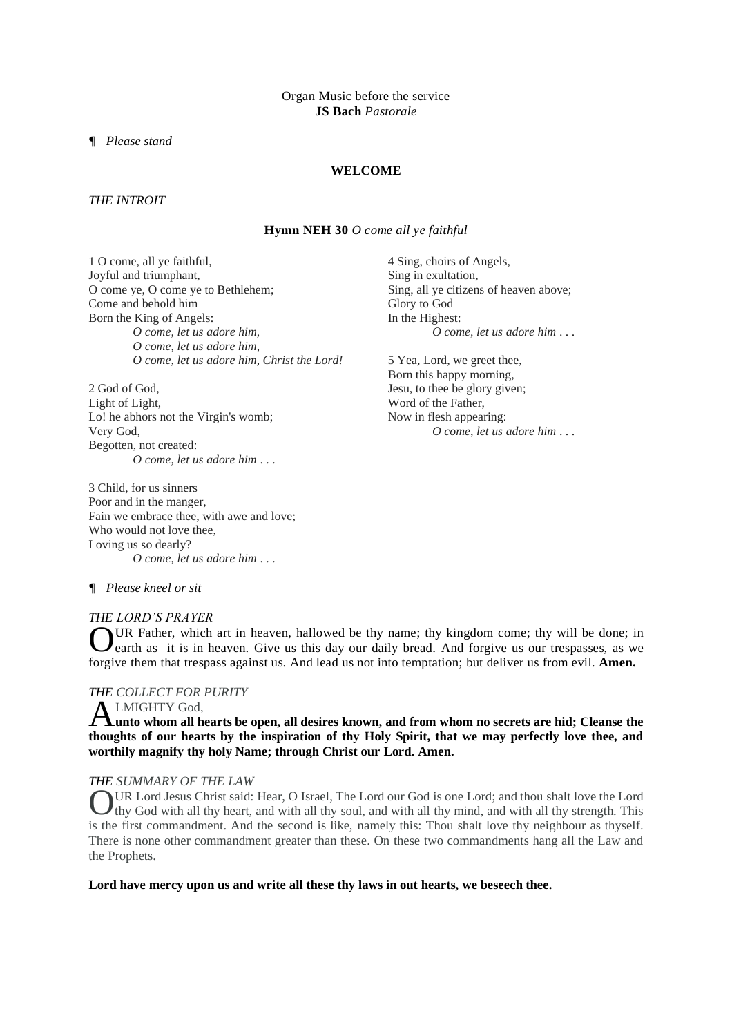Organ Music before the service
**JS Bach** *Pastorale*

¶ *Please stand*

**WELCOME**

*THE INTROIT*

**Hymn NEH 30** *O come all ye faithful*

1 O come, all ye faithful,
Joyful and triumphant,
O come ye, O come ye to Bethlehem;
Come and behold him
Born the King of Angels:
*O come, let us adore him,*
*O come, let us adore him,*
*O come, let us adore him, Christ the Lord!*

2 God of God,
Light of Light,
Lo! he abhors not the Virgin's womb;
Very God,
Begotten, not created:
*O come, let us adore him . . .*

3 Child, for us sinners
Poor and in the manger,
Fain we embrace thee, with awe and love;
Who would not love thee,
Loving us so dearly?
*O come, let us adore him . . .*

4 Sing, choirs of Angels,
Sing in exultation,
Sing, all ye citizens of heaven above;
Glory to God
In the Highest:
*O come, let us adore him . . .*

5 Yea, Lord, we greet thee,
Born this happy morning,
Jesu, to thee be glory given;
Word of the Father,
Now in flesh appearing:
*O come, let us adore him . . .*

¶ *Please kneel or sit*

*THE LORD'S PRAYER*

OUR Father, which art in heaven, hallowed be thy name; thy kingdom come; thy will be done; in earth as it is in heaven. Give us this day our daily bread. And forgive us our trespasses, as we forgive them that trespass against us. And lead us not into temptation; but deliver us from evil. **Amen.**

*THE COLLECT FOR PURITY*

ALMIGHTY God,
**unto whom all hearts be open, all desires known, and from whom no secrets are hid; Cleanse the thoughts of our hearts by the inspiration of thy Holy Spirit, that we may perfectly love thee, and worthily magnify thy holy Name; through Christ our Lord. Amen.**

*THE SUMMARY OF THE LAW*

OUR Lord Jesus Christ said: Hear, O Israel, The Lord our God is one Lord; and thou shalt love the Lord thy God with all thy heart, and with all thy soul, and with all thy mind, and with all thy strength. This is the first commandment. And the second is like, namely this: Thou shalt love thy neighbour as thyself. There is none other commandment greater than these. On these two commandments hang all the Law and the Prophets.

**Lord have mercy upon us and write all these thy laws in out hearts, we beseech thee.**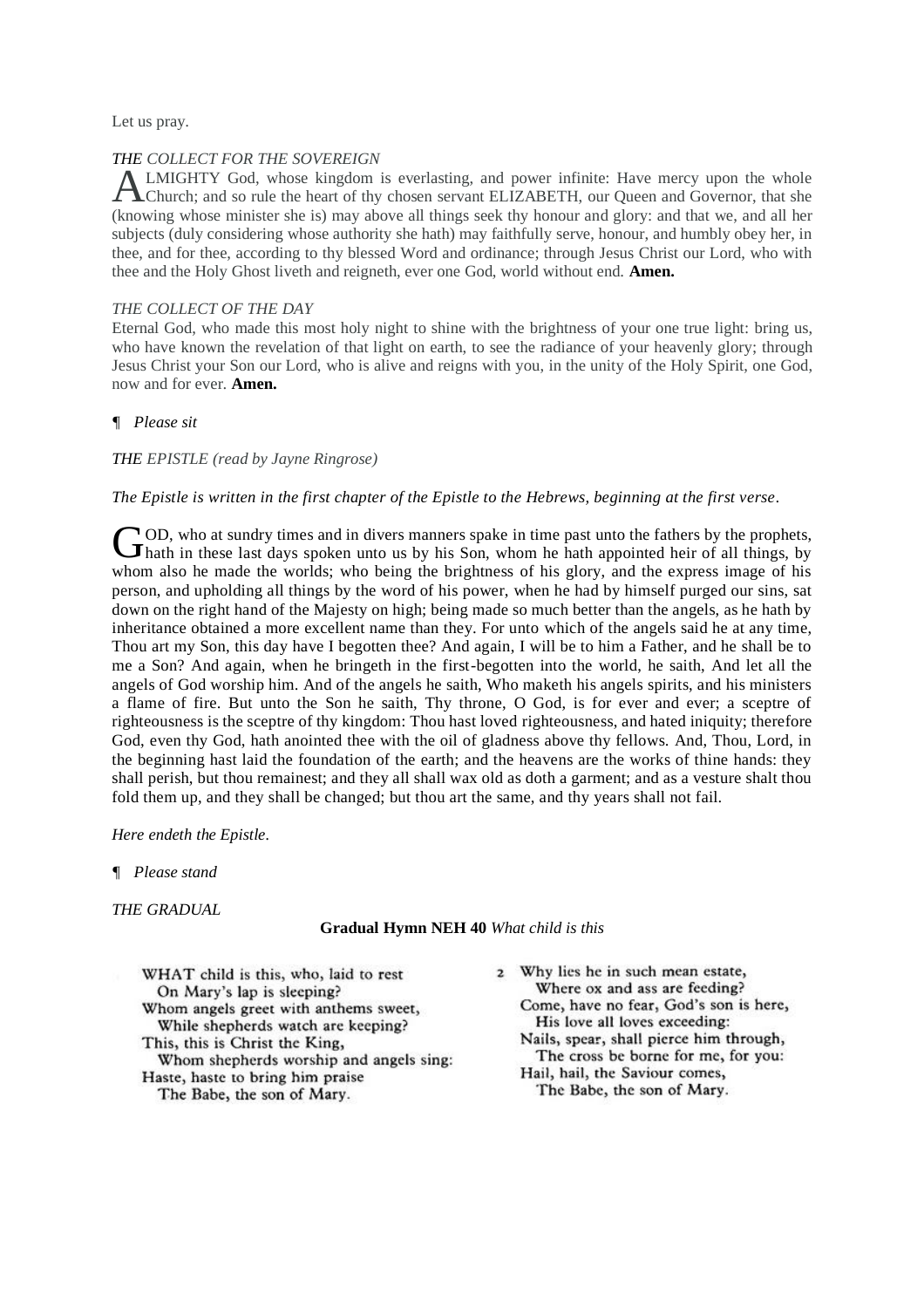Let us pray.

*THE COLLECT FOR THE SOVEREIGN*

ALMIGHTY God, whose kingdom is everlasting, and power infinite: Have mercy upon the whole Church; and so rule the heart of thy chosen servant ELIZABETH, our Queen and Governor, that she (knowing whose minister she is) may above all things seek thy honour and glory: and that we, and all her subjects (duly considering whose authority she hath) may faithfully serve, honour, and humbly obey her, in thee, and for thee, according to thy blessed Word and ordinance; through Jesus Christ our Lord, who with thee and the Holy Ghost liveth and reigneth, ever one God, world without end. **Amen.**

*THE COLLECT OF THE DAY*

Eternal God, who made this most holy night to shine with the brightness of your one true light: bring us, who have known the revelation of that light on earth, to see the radiance of your heavenly glory; through Jesus Christ your Son our Lord, who is alive and reigns with you, in the unity of the Holy Spirit, one God, now and for ever. **Amen.**

¶ *Please sit*

*THE EPISTLE (read by Jayne Ringrose)*

*The Epistle is written in the first chapter of the Epistle to the Hebrews, beginning at the first verse.*

GOD, who at sundry times and in divers manners spake in time past unto the fathers by the prophets, hath in these last days spoken unto us by his Son, whom he hath appointed heir of all things, by whom also he made the worlds; who being the brightness of his glory, and the express image of his person, and upholding all things by the word of his power, when he had by himself purged our sins, sat down on the right hand of the Majesty on high; being made so much better than the angels, as he hath by inheritance obtained a more excellent name than they. For unto which of the angels said he at any time, Thou art my Son, this day have I begotten thee? And again, I will be to him a Father, and he shall be to me a Son? And again, when he bringeth in the first-begotten into the world, he saith, And let all the angels of God worship him. And of the angels he saith, Who maketh his angels spirits, and his ministers a flame of fire. But unto the Son he saith, Thy throne, O God, is for ever and ever; a sceptre of righteousness is the sceptre of thy kingdom: Thou hast loved righteousness, and hated iniquity; therefore God, even thy God, hath anointed thee with the oil of gladness above thy fellows. And, Thou, Lord, in the beginning hast laid the foundation of the earth; and the heavens are the works of thine hands: they shall perish, but thou remainest; and they all shall wax old as doth a garment; and as a vesture shalt thou fold them up, and they shall be changed; but thou art the same, and thy years shall not fail.

*Here endeth the Epistle.*

¶ *Please stand*

*THE GRADUAL*

**Gradual Hymn NEH 40** *What child is this*

WHAT child is this, who, laid to rest
On Mary's lap is sleeping?
Whom angels greet with anthems sweet,
While shepherds watch are keeping?
This, this is Christ the King,
Whom shepherds worship and angels sing:
Haste, haste to bring him praise
The Babe, the son of Mary.

2 Why lies he in such mean estate,
Where ox and ass are feeding?
Come, have no fear, God's son is here,
His love all loves exceeding:
Nails, spear, shall pierce him through,
The cross be borne for me, for you:
Hail, hail, the Saviour comes,
The Babe, the son of Mary.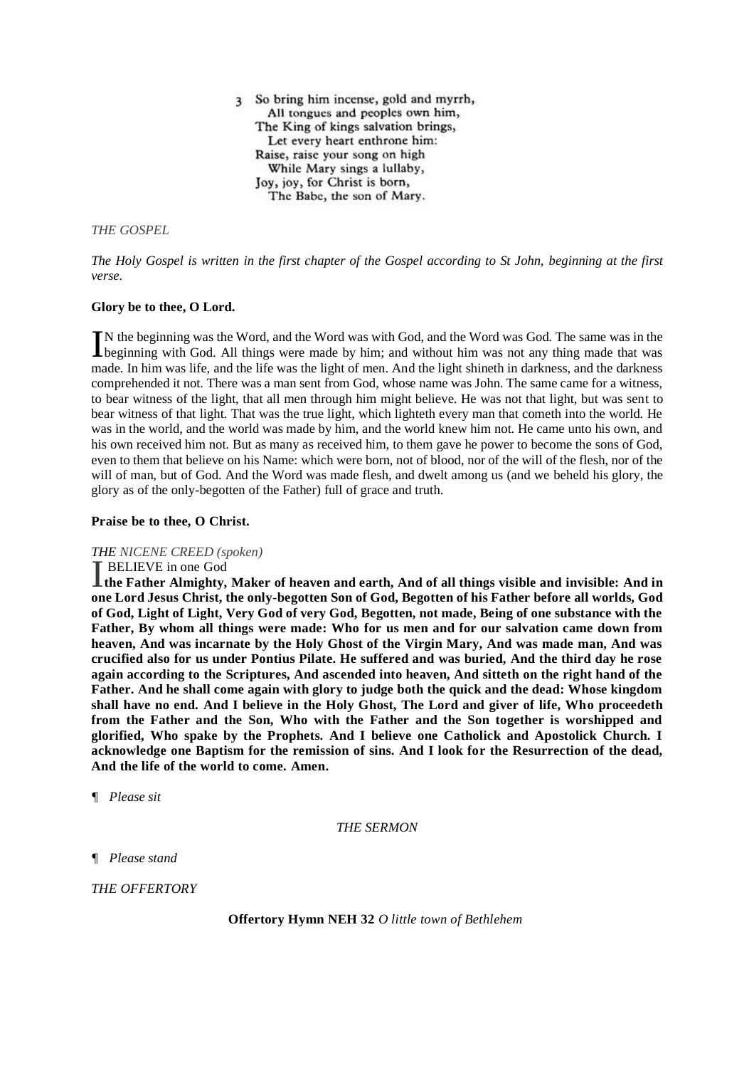3 So bring him incense, gold and myrrh,
All tongues and peoples own him,
The King of kings salvation brings,
Let every heart enthrone him:
Raise, raise your song on high
While Mary sings a lullaby,
Joy, joy, for Christ is born,
The Babe, the son of Mary.

*THE GOSPEL*

*The Holy Gospel is written in the first chapter of the Gospel according to St John, beginning at the first verse.*

**Glory be to thee, O Lord.**

IN the beginning was the Word, and the Word was with God, and the Word was God. The same was in the beginning with God. All things were made by him; and without him was not any thing made that was made. In him was life, and the life was the light of men. And the light shineth in darkness, and the darkness comprehended it not. There was a man sent from God, whose name was John. The same came for a witness, to bear witness of the light, that all men through him might believe. He was not that light, but was sent to bear witness of that light. That was the true light, which lighteth every man that cometh into the world. He was in the world, and the world was made by him, and the world knew him not. He came unto his own, and his own received him not. But as many as received him, to them gave he power to become the sons of God, even to them that believe on his Name: which were born, not of blood, nor of the will of the flesh, nor of the will of man, but of God. And the Word was made flesh, and dwelt among us (and we beheld his glory, the glory as of the only-begotten of the Father) full of grace and truth.

**Praise be to thee, O Christ.**

*THE NICENE CREED (spoken)*

I BELIEVE in one God
**the Father Almighty, Maker of heaven and earth, And of all things visible and invisible: And in one Lord Jesus Christ, the only-begotten Son of God, Begotten of his Father before all worlds, God of God, Light of Light, Very God of very God, Begotten, not made, Being of one substance with the Father, By whom all things were made: Who for us men and for our salvation came down from heaven, And was incarnate by the Holy Ghost of the Virgin Mary, And was made man, And was crucified also for us under Pontius Pilate. He suffered and was buried, And the third day he rose again according to the Scriptures, And ascended into heaven, And sitteth on the right hand of the Father. And he shall come again with glory to judge both the quick and the dead: Whose kingdom shall have no end. And I believe in the Holy Ghost, The Lord and giver of life, Who proceedeth from the Father and the Son, Who with the Father and the Son together is worshipped and glorified, Who spake by the Prophets. And I believe one Catholick and Apostolick Church. I acknowledge one Baptism for the remission of sins. And I look for the Resurrection of the dead, And the life of the world to come. Amen.**

¶ *Please sit*

*THE SERMON*

¶ *Please stand*

*THE OFFERTORY*

**Offertory Hymn NEH 32** *O little town of Bethlehem*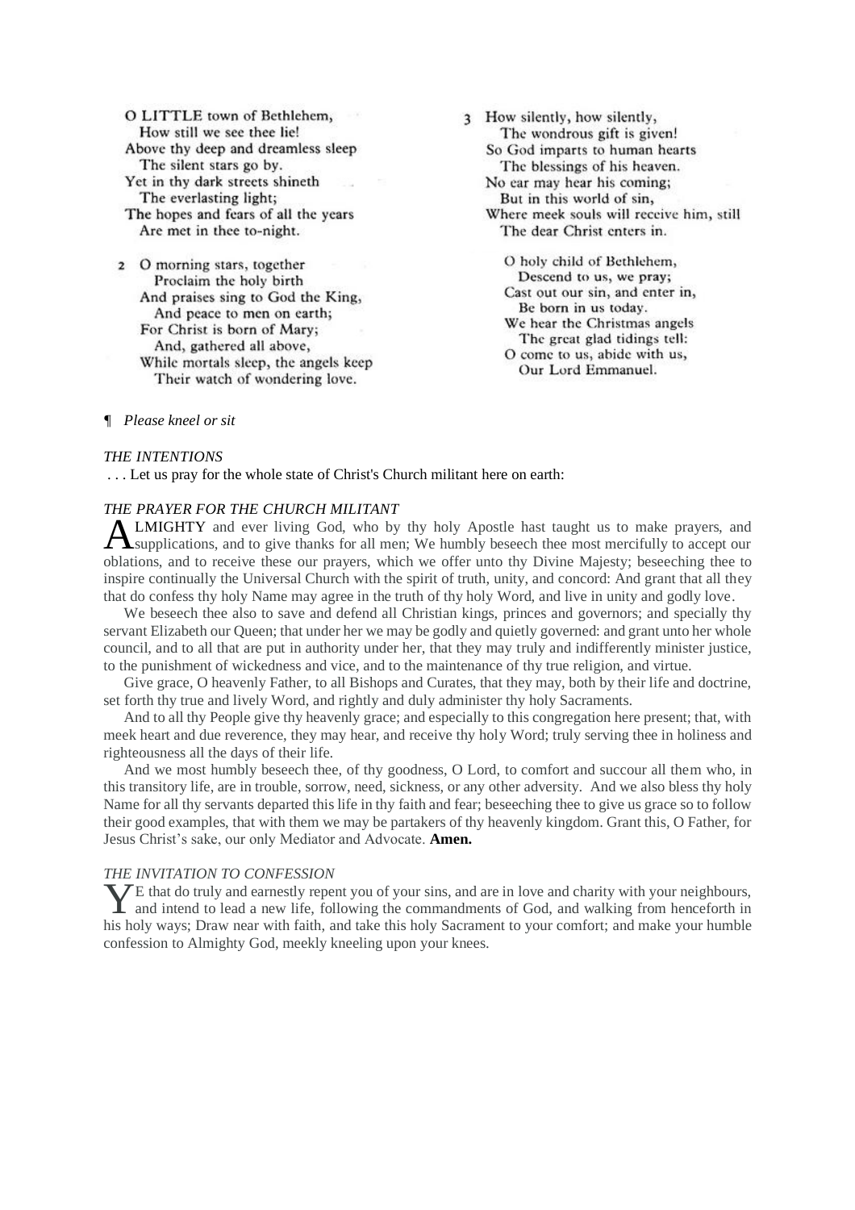O LITTLE town of Bethlehem,
How still we see thee lie!
Above thy deep and dreamless sleep
The silent stars go by.
Yet in thy dark streets shineth
The everlasting light;
The hopes and fears of all the years
Are met in thee to-night.

2 O morning stars, together
Proclaim the holy birth
And praises sing to God the King,
And peace to men on earth;
For Christ is born of Mary;
And, gathered all above,
While mortals sleep, the angels keep
Their watch of wondering love.

3 How silently, how silently,
The wondrous gift is given!
So God imparts to human hearts
The blessings of his heaven.
No ear may hear his coming;
But in this world of sin,
Where meek souls will receive him, still
The dear Christ enters in.

O holy child of Bethlehem,
Descend to us, we pray;
Cast out our sin, and enter in,
Be born in us today.
We hear the Christmas angels
The great glad tidings tell:
O come to us, abide with us,
Our Lord Emmanuel.

¶ *Please kneel or sit*

*THE INTENTIONS*

. . . Let us pray for the whole state of Christ's Church militant here on earth:

*THE PRAYER FOR THE CHURCH MILITANT*

ALMIGHTY and ever living God, who by thy holy Apostle hast taught us to make prayers, and supplications, and to give thanks for all men; We humbly beseech thee most mercifully to accept our oblations, and to receive these our prayers, which we offer unto thy Divine Majesty; beseeching thee to inspire continually the Universal Church with the spirit of truth, unity, and concord: And grant that all they that do confess thy holy Name may agree in the truth of thy holy Word, and live in unity and godly love.

We beseech thee also to save and defend all Christian kings, princes and governors; and specially thy servant Elizabeth our Queen; that under her we may be godly and quietly governed: and grant unto her whole council, and to all that are put in authority under her, that they may truly and indifferently minister justice, to the punishment of wickedness and vice, and to the maintenance of thy true religion, and virtue.

Give grace, O heavenly Father, to all Bishops and Curates, that they may, both by their life and doctrine, set forth thy true and lively Word, and rightly and duly administer thy holy Sacraments.

And to all thy People give thy heavenly grace; and especially to this congregation here present; that, with meek heart and due reverence, they may hear, and receive thy holy Word; truly serving thee in holiness and righteousness all the days of their life.

And we most humbly beseech thee, of thy goodness, O Lord, to comfort and succour all them who, in this transitory life, are in trouble, sorrow, need, sickness, or any other adversity. And we also bless thy holy Name for all thy servants departed this life in thy faith and fear; beseeching thee to give us grace so to follow their good examples, that with them we may be partakers of thy heavenly kingdom. Grant this, O Father, for Jesus Christ's sake, our only Mediator and Advocate. **Amen.**

*THE INVITATION TO CONFESSION*

YE that do truly and earnestly repent you of your sins, and are in love and charity with your neighbours, and intend to lead a new life, following the commandments of God, and walking from henceforth in his holy ways; Draw near with faith, and take this holy Sacrament to your comfort; and make your humble confession to Almighty God, meekly kneeling upon your knees.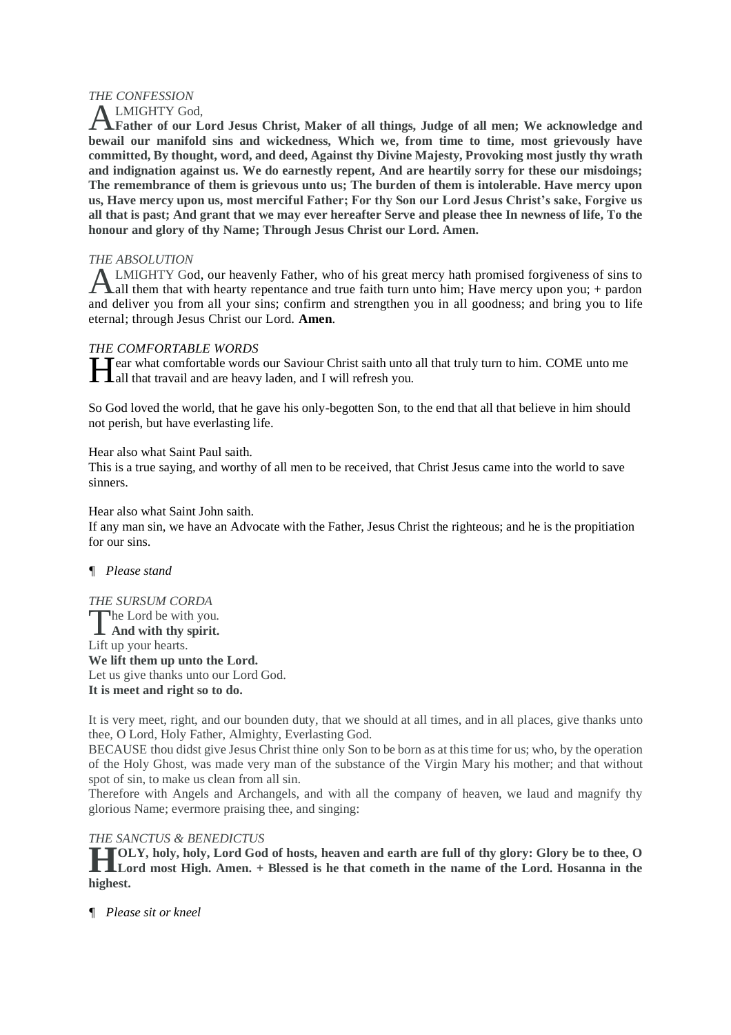*THE CONFESSION*

ALMIGHTY God,
**Father of our Lord Jesus Christ, Maker of all things, Judge of all men; We acknowledge and bewail our manifold sins and wickedness, Which we, from time to time, most grievously have committed, By thought, word, and deed, Against thy Divine Majesty, Provoking most justly thy wrath and indignation against us. We do earnestly repent, And are heartily sorry for these our misdoings; The remembrance of them is grievous unto us; The burden of them is intolerable. Have mercy upon us, Have mercy upon us, most merciful Father; For thy Son our Lord Jesus Christ's sake, Forgive us all that is past; And grant that we may ever hereafter Serve and please thee In newness of life, To the honour and glory of thy Name; Through Jesus Christ our Lord. Amen.**

*THE ABSOLUTION*

ALMIGHTY God, our heavenly Father, who of his great mercy hath promised forgiveness of sins to all them that with hearty repentance and true faith turn unto him; Have mercy upon you; + pardon and deliver you from all your sins; confirm and strengthen you in all goodness; and bring you to life eternal; through Jesus Christ our Lord. **Amen**.

*THE COMFORTABLE WORDS*

Hear what comfortable words our Saviour Christ saith unto all that truly turn to him. COME unto me all that travail and are heavy laden, and I will refresh you.

So God loved the world, that he gave his only-begotten Son, to the end that all that believe in him should not perish, but have everlasting life.

Hear also what Saint Paul saith.
This is a true saying, and worthy of all men to be received, that Christ Jesus came into the world to save sinners.

Hear also what Saint John saith.
If any man sin, we have an Advocate with the Father, Jesus Christ the righteous; and he is the propitiation for our sins.

¶ *Please stand*

*THE SURSUM CORDA*

The Lord be with you.
**And with thy spirit.**
Lift up your hearts.
**We lift them up unto the Lord.**
Let us give thanks unto our Lord God.
**It is meet and right so to do.**

It is very meet, right, and our bounden duty, that we should at all times, and in all places, give thanks unto thee, O Lord, Holy Father, Almighty, Everlasting God.
BECAUSE thou didst give Jesus Christ thine only Son to be born as at this time for us; who, by the operation of the Holy Ghost, was made very man of the substance of the Virgin Mary his mother; and that without spot of sin, to make us clean from all sin.
Therefore with Angels and Archangels, and with all the company of heaven, we laud and magnify thy glorious Name; evermore praising thee, and singing:

*THE SANCTUS & BENEDICTUS*

**HOLY, holy, holy, Lord God of hosts, heaven and earth are full of thy glory: Glory be to thee, O Lord most High. Amen. + Blessed is he that cometh in the name of the Lord. Hosanna in the highest.**

¶ *Please sit or kneel*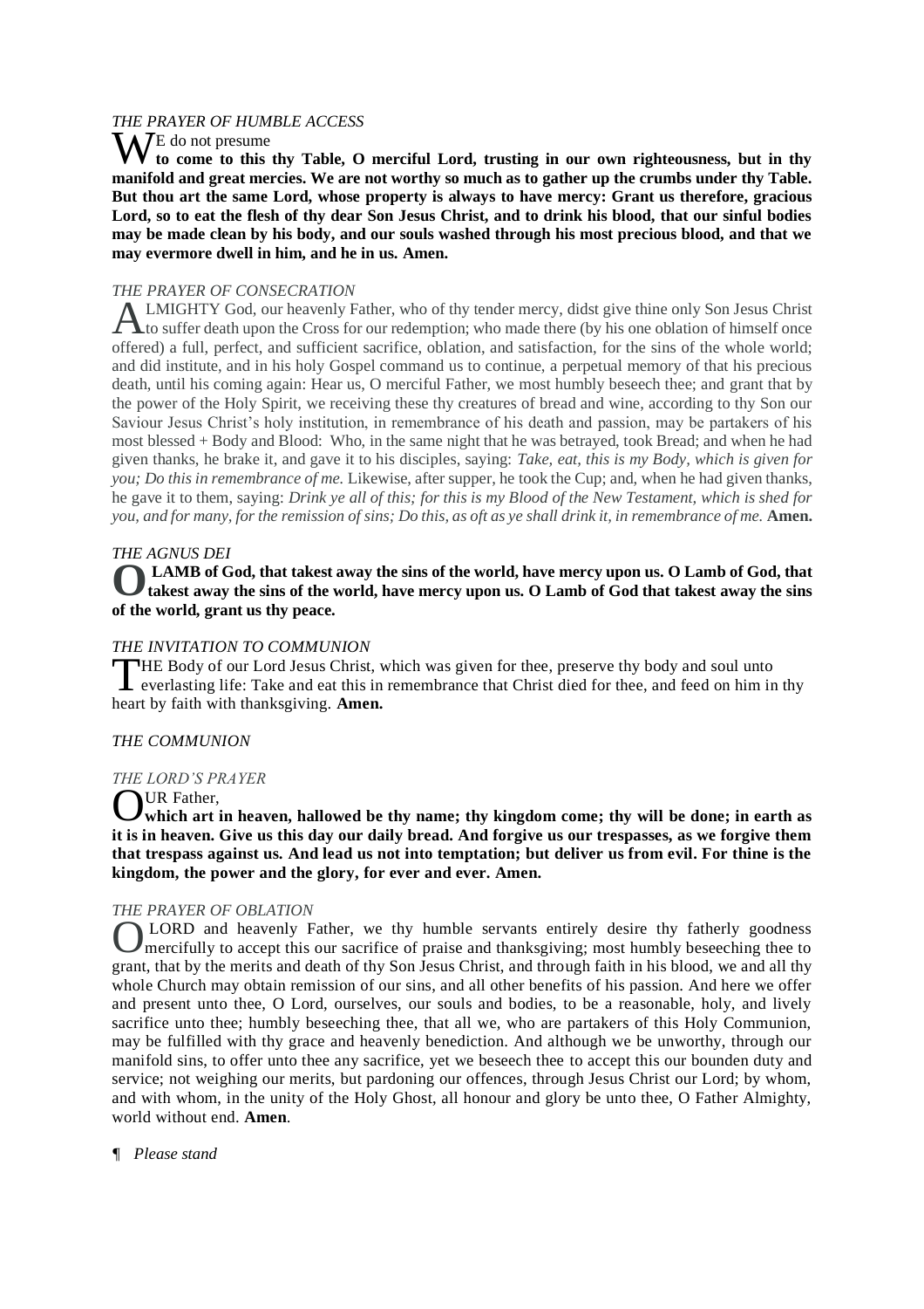*THE PRAYER OF HUMBLE ACCESS*

WE do not presume **to come to this thy Table, O merciful Lord, trusting in our own righteousness, but in thy manifold and great mercies. We are not worthy so much as to gather up the crumbs under thy Table. But thou art the same Lord, whose property is always to have mercy: Grant us therefore, gracious Lord, so to eat the flesh of thy dear Son Jesus Christ, and to drink his blood, that our sinful bodies may be made clean by his body, and our souls washed through his most precious blood, and that we may evermore dwell in him, and he in us. Amen.**

*THE PRAYER OF CONSECRATION*

ALMIGHTY God, our heavenly Father, who of thy tender mercy, didst give thine only Son Jesus Christ to suffer death upon the Cross for our redemption; who made there (by his one oblation of himself once offered) a full, perfect, and sufficient sacrifice, oblation, and satisfaction, for the sins of the whole world; and did institute, and in his holy Gospel command us to continue, a perpetual memory of that his precious death, until his coming again: Hear us, O merciful Father, we most humbly beseech thee; and grant that by the power of the Holy Spirit, we receiving these thy creatures of bread and wine, according to thy Son our Saviour Jesus Christ's holy institution, in remembrance of his death and passion, may be partakers of his most blessed + Body and Blood: Who, in the same night that he was betrayed, took Bread; and when he had given thanks, he brake it, and gave it to his disciples, saying: *Take, eat, this is my Body, which is given for you; Do this in remembrance of me.* Likewise, after supper, he took the Cup; and, when he had given thanks, he gave it to them, saying: *Drink ye all of this; for this is my Blood of the New Testament, which is shed for you, and for many, for the remission of sins; Do this, as oft as ye shall drink it, in remembrance of me.* **Amen.**

*THE AGNUS DEI*

**O LAMB of God, that takest away the sins of the world, have mercy upon us. O Lamb of God, that takest away the sins of the world, have mercy upon us. O Lamb of God that takest away the sins of the world, grant us thy peace.**

*THE INVITATION TO COMMUNION*

THE Body of our Lord Jesus Christ, which was given for thee, preserve thy body and soul unto everlasting life: Take and eat this in remembrance that Christ died for thee, and feed on him in thy heart by faith with thanksgiving. **Amen.**

*THE COMMUNION*

*THE LORD'S PRAYER*

OUR Father, **which art in heaven, hallowed be thy name; thy kingdom come; thy will be done; in earth as it is in heaven. Give us this day our daily bread. And forgive us our trespasses, as we forgive them that trespass against us. And lead us not into temptation; but deliver us from evil. For thine is the kingdom, the power and the glory, for ever and ever. Amen.**

*THE PRAYER OF OBLATION*

O LORD and heavenly Father, we thy humble servants entirely desire thy fatherly goodness mercifully to accept this our sacrifice of praise and thanksgiving; most humbly beseeching thee to grant, that by the merits and death of thy Son Jesus Christ, and through faith in his blood, we and all thy whole Church may obtain remission of our sins, and all other benefits of his passion. And here we offer and present unto thee, O Lord, ourselves, our souls and bodies, to be a reasonable, holy, and lively sacrifice unto thee; humbly beseeching thee, that all we, who are partakers of this Holy Communion, may be fulfilled with thy grace and heavenly benediction. And although we be unworthy, through our manifold sins, to offer unto thee any sacrifice, yet we beseech thee to accept this our bounden duty and service; not weighing our merits, but pardoning our offences, through Jesus Christ our Lord; by whom, and with whom, in the unity of the Holy Ghost, all honour and glory be unto thee, O Father Almighty, world without end. **Amen**.

¶ *Please stand*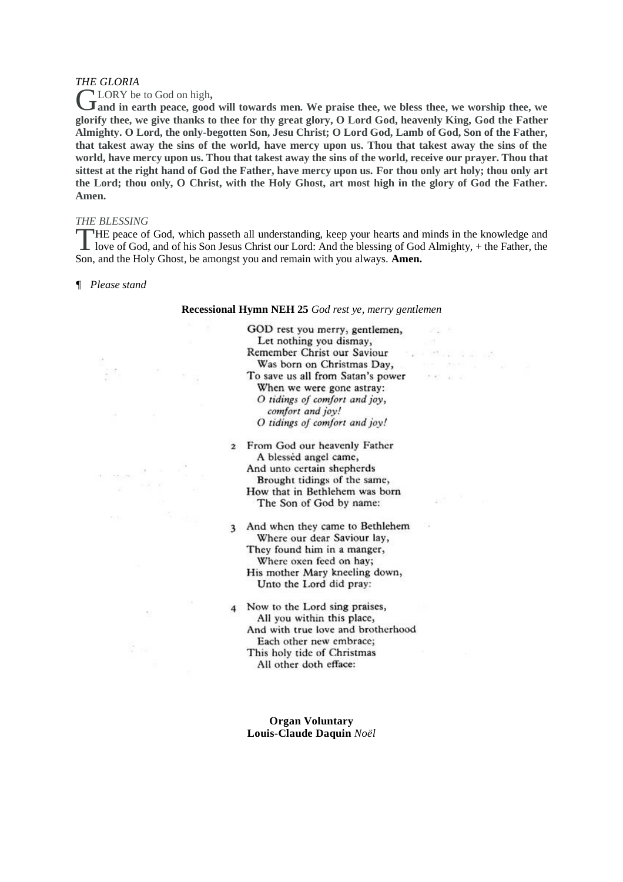*THE GLORIA*

GLORY be to God on high, **and in earth peace, good will towards men. We praise thee, we bless thee, we worship thee, we glorify thee, we give thanks to thee for thy great glory, O Lord God, heavenly King, God the Father Almighty. O Lord, the only-begotten Son, Jesu Christ; O Lord God, Lamb of God, Son of the Father, that takest away the sins of the world, have mercy upon us. Thou that takest away the sins of the world, have mercy upon us. Thou that takest away the sins of the world, receive our prayer. Thou that sittest at the right hand of God the Father, have mercy upon us. For thou only art holy; thou only art the Lord; thou only, O Christ, with the Holy Ghost, art most high in the glory of God the Father. Amen.**

*THE BLESSING*

THE peace of God, which passeth all understanding, keep your hearts and minds in the knowledge and love of God, and of his Son Jesus Christ our Lord: And the blessing of God Almighty, + the Father, the Son, and the Holy Ghost, be amongst you and remain with you always. **Amen.**

¶ *Please stand*

**Recessional Hymn NEH 25** *God rest ye, merry gentlemen*

GOD rest you merry, gentlemen,
Let nothing you dismay,
Remember Christ our Saviour
Was born on Christmas Day,
To save us all from Satan's power
When we were gone astray:
*O tidings of comfort and joy,*
*comfort and joy!*
*O tidings of comfort and joy!*

2 From God our heavenly Father
A blessèd angel came,
And unto certain shepherds
Brought tidings of the same,
How that in Bethlehem was born
The Son of God by name:

3 And when they came to Bethlehem
Where our dear Saviour lay,
They found him in a manger,
Where oxen feed on hay;
His mother Mary kneeling down,
Unto the Lord did pray:

4 Now to the Lord sing praises,
All you within this place,
And with true love and brotherhood
Each other new embrace;
This holy tide of Christmas
All other doth efface:

**Organ Voluntary**
**Louis-Claude Daquin** *Noël*